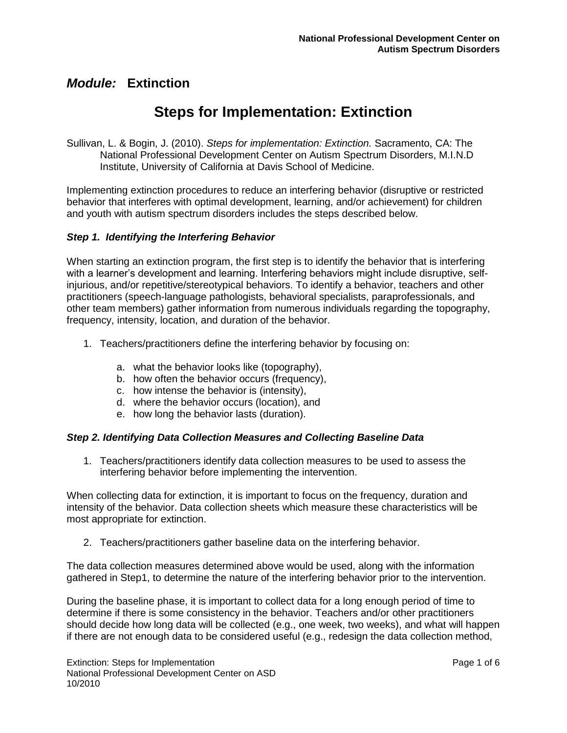## *Module:* Extinction

# Steps for Implementation: Extinction

Sullivan, L. & Bogin, J. (2010). *Steps for implementation: Extinction.* Sacramento, CA: The National Professional Development Center on Autism Spectrum Disorders, M.I.N.D Institute, University of California at Davis School of Medicine.

Implementing extinction procedures to reduce an interfering behavior (disruptive or restricted behavior that interferes with optimal development, learning, and/or achievement) for children and youth with autism spectrum disorders includes the steps described below.

### *Step 1. Identifying the Interfering Behavior*

When starting an extinction program, the first step is to identify the behavior that is interfering with a learner's development and learning. Interfering behaviors might include disruptive, self-injurious, and/or repetitive/stereotypical behaviors. To identify a behavior, teachers and other practitioners (speech-language pathologists, behavioral specialists, paraprofessionals, and other team members) gather information from numerous individuals regarding the topography, frequency, intensity, location, and duration of the behavior.

1. Teachers/practitioners define the interfering behavior by focusing on:

    a. what the behavior looks like (topography),
    b. how often the behavior occurs (frequency),
    c. how intense the behavior is (intensity),
    d. where the behavior occurs (location), and
    e. how long the behavior lasts (duration).

### *Step 2. Identifying Data Collection Measures and Collecting Baseline Data*

1. Teachers/practitioners identify data collection measures to be used to assess the interfering behavior before implementing the intervention.

When collecting data for extinction, it is important to focus on the frequency, duration and intensity of the behavior. Data collection sheets which measure these characteristics will be most appropriate for extinction.

2. Teachers/practitioners gather baseline data on the interfering behavior.

The data collection measures determined above would be used, along with the information gathered in Step1, to determine the nature of the interfering behavior prior to the intervention.

During the baseline phase, it is important to collect data for a long enough period of time to determine if there is some consistency in the behavior. Teachers and/or other practitioners should decide how long data will be collected (e.g., one week, two weeks), and what will happen if there are not enough data to be considered useful (e.g., redesign the data collection method,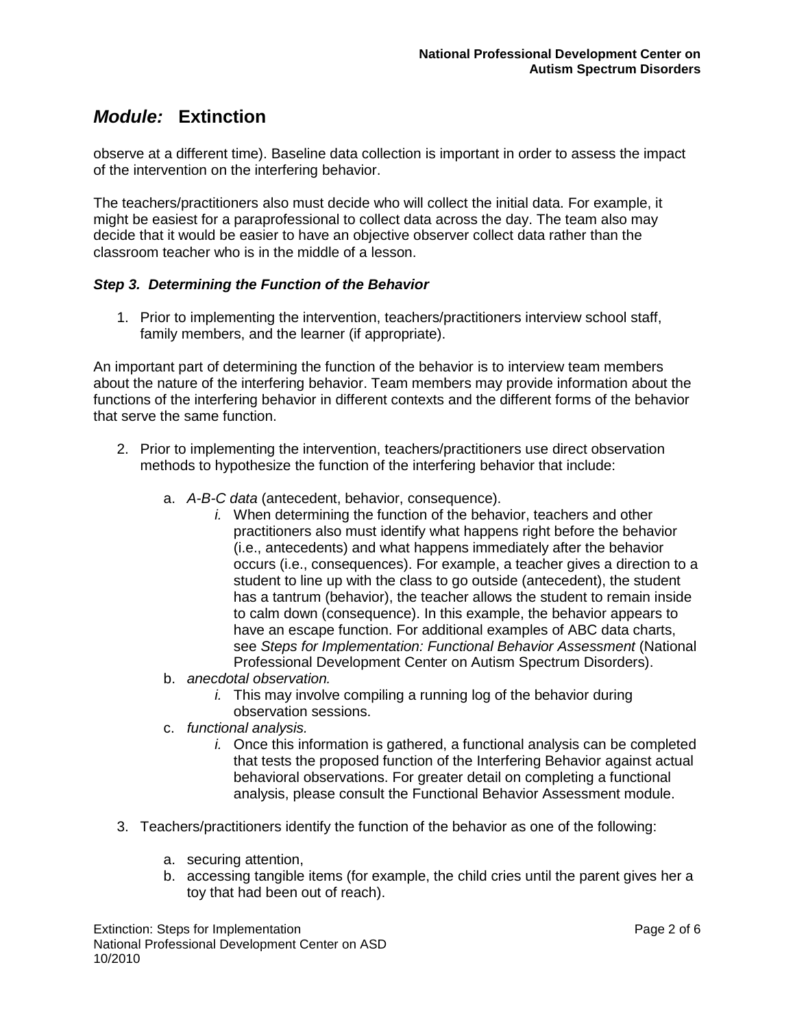observe at a different time). Baseline data collection is important in order to assess the impact of the intervention on the interfering behavior.

The teachers/practitioners also must decide who will collect the initial data. For example, it might be easiest for a paraprofessional to collect data across the day. The team also may decide that it would be easier to have an objective observer collect data rather than the classroom teacher who is in the middle of a lesson.

### *Step 3. Determining the Function of the Behavior*

1. Prior to implementing the intervention, teachers/practitioners interview school staff, family members, and the learner (if appropriate).

An important part of determining the function of the behavior is to interview team members about the nature of the interfering behavior. Team members may provide information about the functions of the interfering behavior in different contexts and the different forms of the behavior that serve the same function.

2. Prior to implementing the intervention, teachers/practitioners use direct observation methods to hypothesize the function of the interfering behavior that include:

   a. *A-B-C data* (antecedent, behavior, consequence).
      i. When determining the function of the behavior, teachers and other practitioners also must identify what happens right before the behavior (i.e., antecedents) and what happens immediately after the behavior occurs (i.e., consequences). For example, a teacher gives a direction to a student to line up with the class to go outside (antecedent), the student has a tantrum (behavior), the teacher allows the student to remain inside to calm down (consequence). In this example, the behavior appears to have an escape function. For additional examples of ABC data charts, see *Steps for Implementation: Functional Behavior Assessment* (National Professional Development Center on Autism Spectrum Disorders).

   b. *anecdotal observation.*
      i. This may involve compiling a running log of the behavior during observation sessions.

   c. *functional analysis.*
      i. Once this information is gathered, a functional analysis can be completed that tests the proposed function of the Interfering Behavior against actual behavioral observations. For greater detail on completing a functional analysis, please consult the Functional Behavior Assessment module.

3. Teachers/practitioners identify the function of the behavior as one of the following:

   a. securing attention,
   b. accessing tangible items (for example, the child cries until the parent gives her a toy that had been out of reach).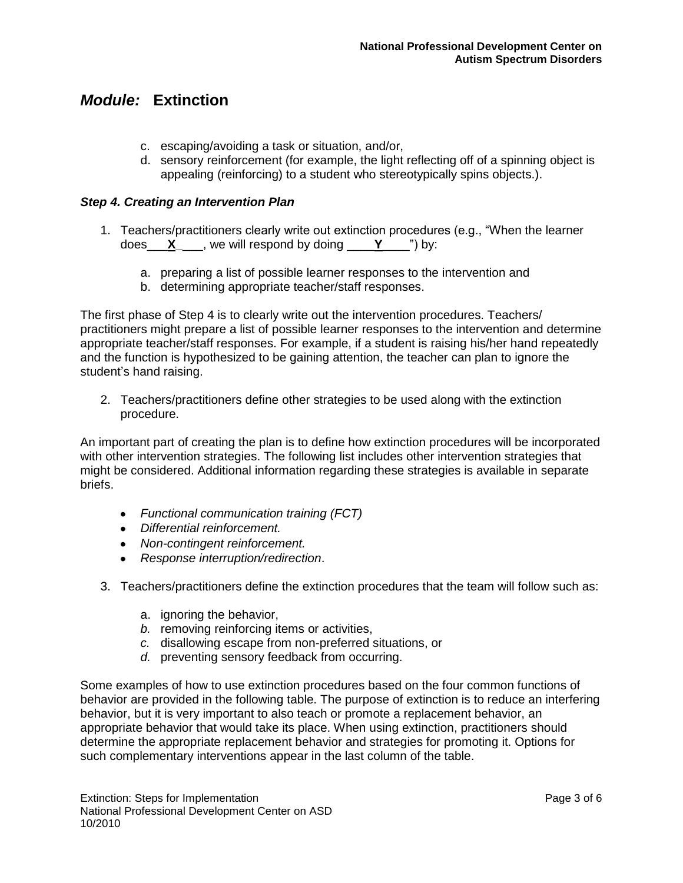# *Module:* Extinction

c. escaping/avoiding a task or situation, and/or,
d. sensory reinforcement (for example, the light reflecting off of a spinning object is appealing (reinforcing) to a student who stereotypically spins objects.).

### *Step 4. Creating an Intervention Plan*

1. Teachers/practitioners clearly write out extinction procedures (e.g., "When the learner does___**X**___, we will respond by doing ____**Y**____") by:

    a. preparing a list of possible learner responses to the intervention and
    b. determining appropriate teacher/staff responses.

The first phase of Step 4 is to clearly write out the intervention procedures. Teachers/ practitioners might prepare a list of possible learner responses to the intervention and determine appropriate teacher/staff responses. For example, if a student is raising his/her hand repeatedly and the function is hypothesized to be gaining attention, the teacher can plan to ignore the student's hand raising.

2. Teachers/practitioners define other strategies to be used along with the extinction procedure.

An important part of creating the plan is to define how extinction procedures will be incorporated with other intervention strategies. The following list includes other intervention strategies that might be considered. Additional information regarding these strategies is available in separate briefs.

- *Functional communication training (FCT)*
- *Differential reinforcement.*
- *Non-contingent reinforcement.*
- *Response interruption/redirection*.

3. Teachers/practitioners define the extinction procedures that the team will follow such as:

    a. ignoring the behavior,
    *b.* removing reinforcing items or activities,
    *c.* disallowing escape from non-preferred situations, or
    *d.* preventing sensory feedback from occurring.

Some examples of how to use extinction procedures based on the four common functions of behavior are provided in the following table. The purpose of extinction is to reduce an interfering behavior, but it is very important to also teach or promote a replacement behavior, an appropriate behavior that would take its place. When using extinction, practitioners should determine the appropriate replacement behavior and strategies for promoting it. Options for such complementary interventions appear in the last column of the table.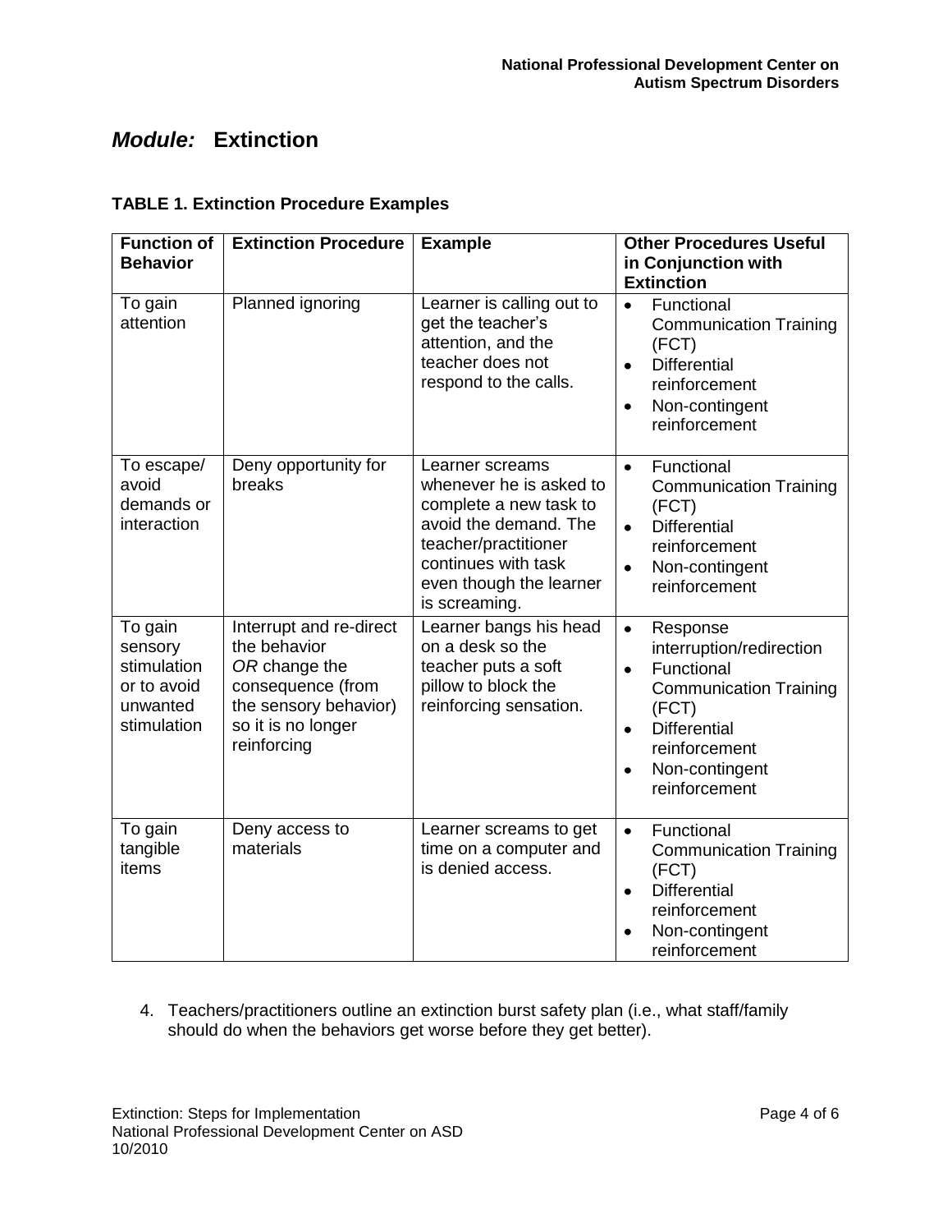## *Module:* Extinction

**TABLE 1. Extinction Procedure Examples**

| Function of Behavior | Extinction Procedure | Example | Other Procedures Useful in Conjunction with Extinction |
|---|---|---|---|
| To gain attention | Planned ignoring | Learner is calling out to get the teacher's attention, and the teacher does not respond to the calls. | • Functional Communication Training (FCT)<br>• Differential reinforcement<br>• Non-contingent reinforcement |
| To escape/ avoid demands or interaction | Deny opportunity for breaks | Learner screams whenever he is asked to complete a new task to avoid the demand. The teacher/practitioner continues with task even though the learner is screaming. | • Functional Communication Training (FCT)<br>• Differential reinforcement<br>• Non-contingent reinforcement |
| To gain sensory stimulation or to avoid unwanted stimulation | Interrupt and re-direct the behavior *OR* change the consequence (from the sensory behavior) so it is no longer reinforcing | Learner bangs his head on a desk so the teacher puts a soft pillow to block the reinforcing sensation. | • Response interruption/redirection<br>• Functional Communication Training (FCT)<br>• Differential reinforcement<br>• Non-contingent reinforcement |
| To gain tangible items | Deny access to materials | Learner screams to get time on a computer and is denied access. | • Functional Communication Training (FCT)<br>• Differential reinforcement<br>• Non-contingent reinforcement |

4. Teachers/practitioners outline an extinction burst safety plan (i.e., what staff/family should do when the behaviors get worse before they get better).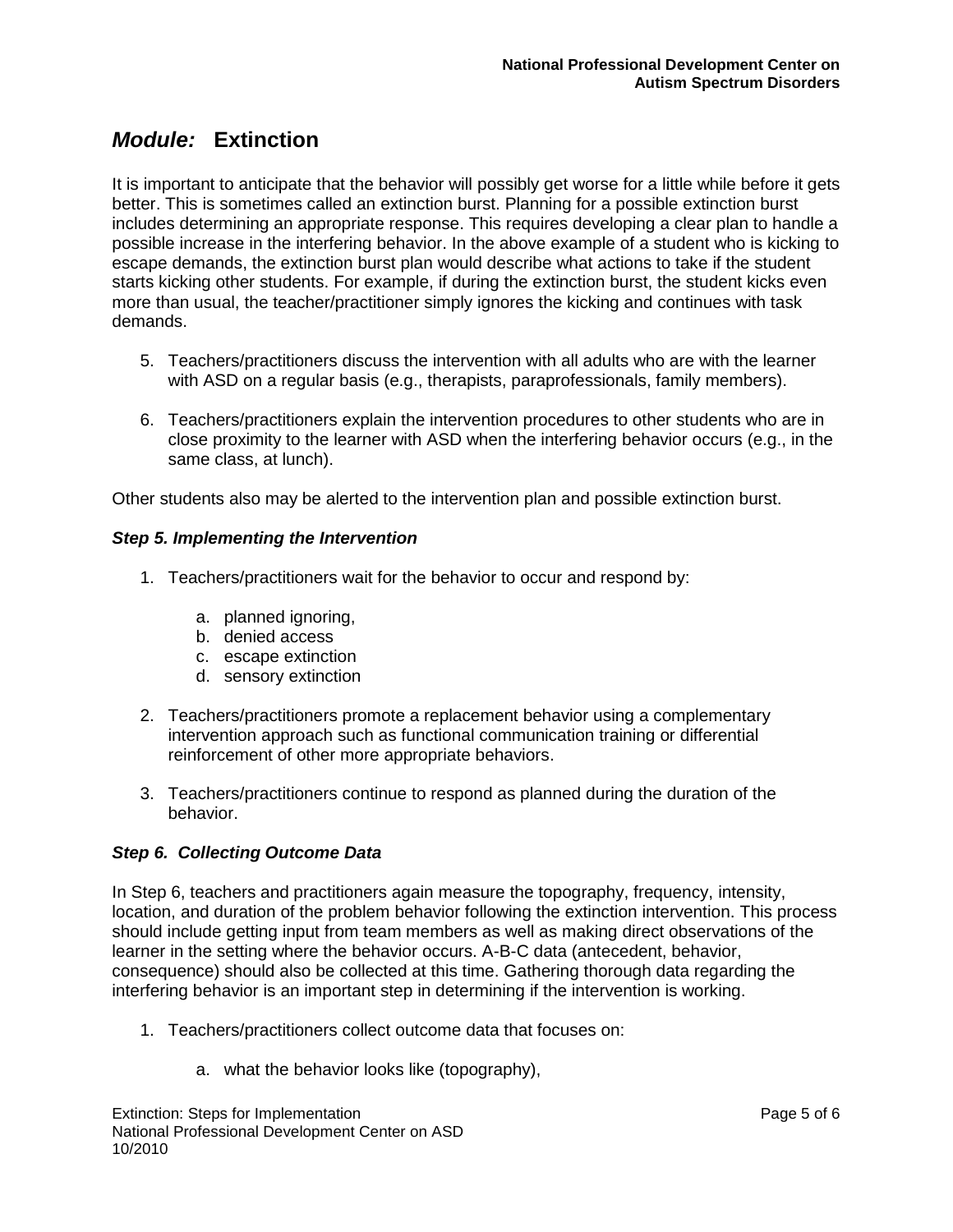## *Module:* Extinction

It is important to anticipate that the behavior will possibly get worse for a little while before it gets better. This is sometimes called an extinction burst. Planning for a possible extinction burst includes determining an appropriate response. This requires developing a clear plan to handle a possible increase in the interfering behavior. In the above example of a student who is kicking to escape demands, the extinction burst plan would describe what actions to take if the student starts kicking other students. For example, if during the extinction burst, the student kicks even more than usual, the teacher/practitioner simply ignores the kicking and continues with task demands.

5. Teachers/practitioners discuss the intervention with all adults who are with the learner with ASD on a regular basis (e.g., therapists, paraprofessionals, family members).

6. Teachers/practitioners explain the intervention procedures to other students who are in close proximity to the learner with ASD when the interfering behavior occurs (e.g., in the same class, at lunch).

Other students also may be alerted to the intervention plan and possible extinction burst.

### *Step 5. Implementing the Intervention*

1. Teachers/practitioners wait for the behavior to occur and respond by:
    a. planned ignoring,
    b. denied access
    c. escape extinction
    d. sensory extinction

2. Teachers/practitioners promote a replacement behavior using a complementary intervention approach such as functional communication training or differential reinforcement of other more appropriate behaviors.

3. Teachers/practitioners continue to respond as planned during the duration of the behavior.

### *Step 6. Collecting Outcome Data*

In Step 6, teachers and practitioners again measure the topography, frequency, intensity, location, and duration of the problem behavior following the extinction intervention. This process should include getting input from team members as well as making direct observations of the learner in the setting where the behavior occurs. A-B-C data (antecedent, behavior, consequence) should also be collected at this time. Gathering thorough data regarding the interfering behavior is an important step in determining if the intervention is working.

1. Teachers/practitioners collect outcome data that focuses on:
    a. what the behavior looks like (topography),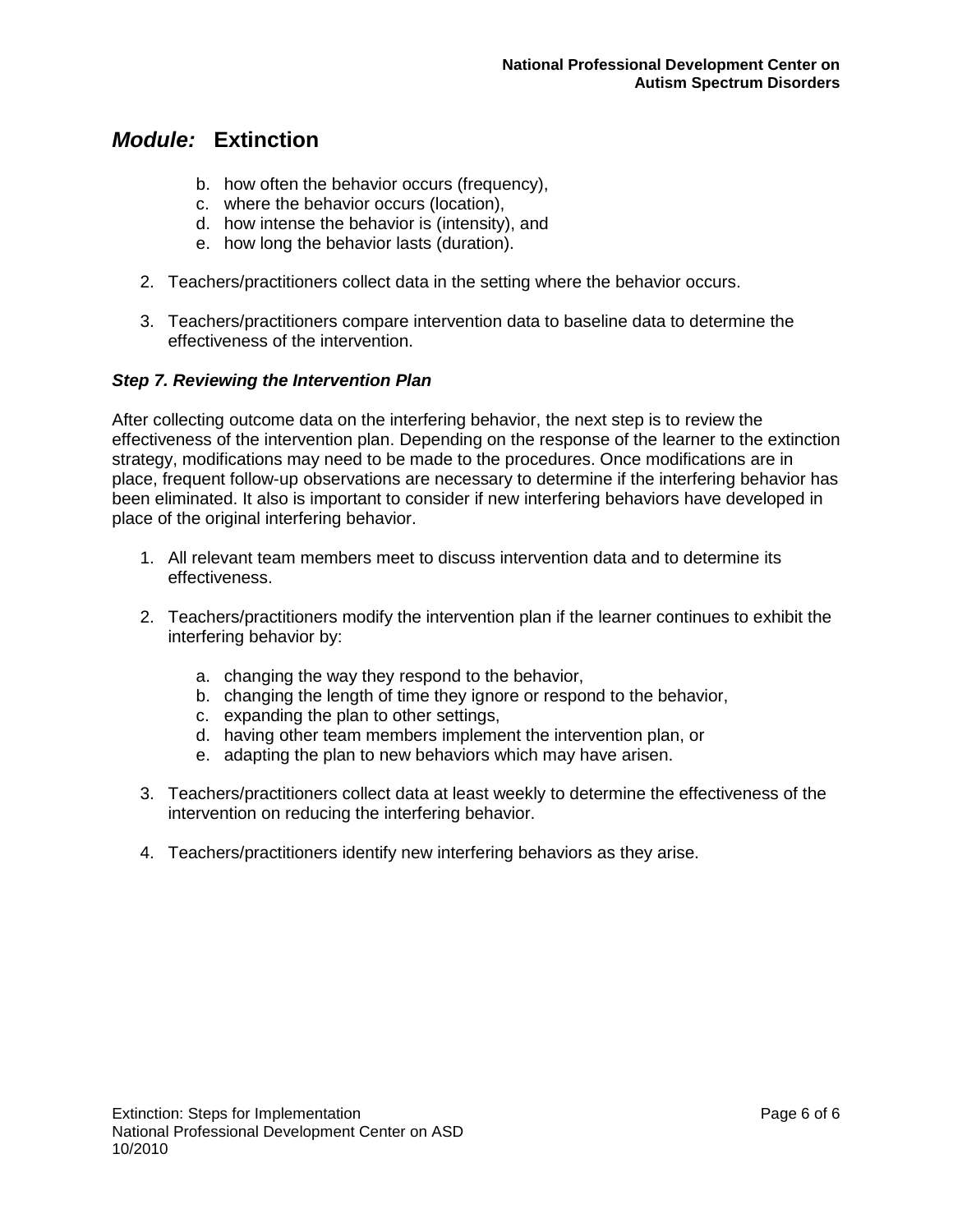## *Module:* Extinction

   b. how often the behavior occurs (frequency),
   c. where the behavior occurs (location),
   d. how intense the behavior is (intensity), and
   e. how long the behavior lasts (duration).

2. Teachers/practitioners collect data in the setting where the behavior occurs.

3. Teachers/practitioners compare intervention data to baseline data to determine the effectiveness of the intervention.

### *Step 7. Reviewing the Intervention Plan*

After collecting outcome data on the interfering behavior, the next step is to review the effectiveness of the intervention plan. Depending on the response of the learner to the extinction strategy, modifications may need to be made to the procedures. Once modifications are in place, frequent follow-up observations are necessary to determine if the interfering behavior has been eliminated. It also is important to consider if new interfering behaviors have developed in place of the original interfering behavior.

1. All relevant team members meet to discuss intervention data and to determine its effectiveness.

2. Teachers/practitioners modify the intervention plan if the learner continues to exhibit the interfering behavior by:

   a. changing the way they respond to the behavior,
   b. changing the length of time they ignore or respond to the behavior,
   c. expanding the plan to other settings,
   d. having other team members implement the intervention plan, or
   e. adapting the plan to new behaviors which may have arisen.

3. Teachers/practitioners collect data at least weekly to determine the effectiveness of the intervention on reducing the interfering behavior.

4. Teachers/practitioners identify new interfering behaviors as they arise.